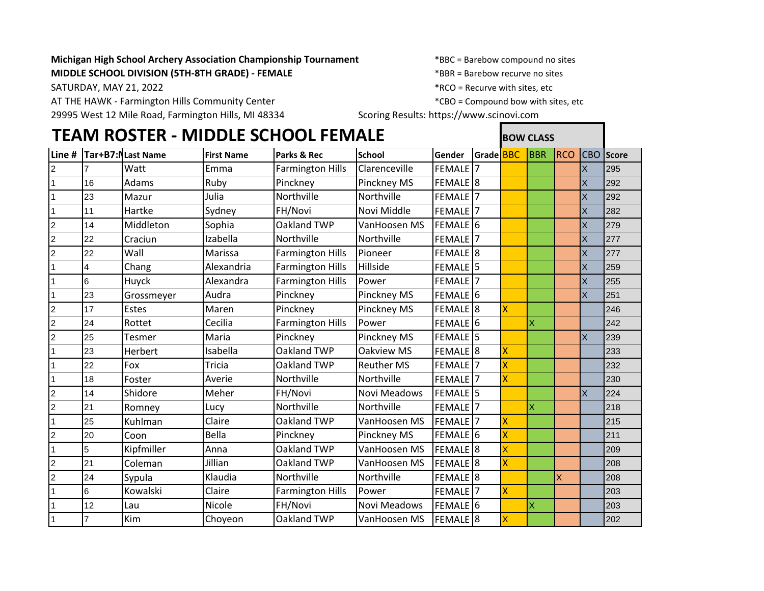**Michigan High School Archery Association Championship Tournament**
**MIDDLE SCHOOL DIVISION (5TH-8TH GRADE) - FEMALE**
SATURDAY, MAY 21, 2022
AT THE HAWK - Farmington Hills Community Center
29995 West 12 Mile Road, Farmington Hills, MI 48334

*BBC = Barebow compound no sites
*BBR = Barebow recurve no sites
*RCO = Recurve with sites, etc
*CBO = Compound bow with sites, etc
Scoring Results: https://www.scinovi.com

# TEAM ROSTER - MIDDLE SCHOOL FEMALE

| Line # | Tar+B7:N | Last Name | First Name | Parks & Rec | School | Gender | Grade | BOW CLASS BBC | BBR | RCO | CBO | Score |
|---|---|---|---|---|---|---|---|---|---|---|---|---|
| 2 | 7 | Watt | Emma | Farmington Hills | Clarenceville | FEMALE | 7 | | | | X | 295 |
| 1 | 16 | Adams | Ruby | Pinckney | Pinckney MS | FEMALE | 8 | | | | X | 292 |
| 1 | 23 | Mazur | Julia | Northville | Northville | FEMALE | 7 | | | | X | 292 |
| 1 | 11 | Hartke | Sydney | FH/Novi | Novi Middle | FEMALE | 7 | | | | X | 282 |
| 2 | 14 | Middleton | Sophia | Oakland TWP | VanHoosen MS | FEMALE | 6 | | | | X | 279 |
| 2 | 22 | Craciun | Izabella | Northville | Northville | FEMALE | 7 | | | | X | 277 |
| 2 | 22 | Wall | Marissa | Farmington Hills | Pioneer | FEMALE | 8 | | | | X | 277 |
| 1 | 4 | Chang | Alexandria | Farmington Hills | Hillside | FEMALE | 5 | | | | X | 259 |
| 1 | 6 | Huyck | Alexandra | Farmington Hills | Power | FEMALE | 7 | | | | X | 255 |
| 1 | 23 | Grossmeyer | Audra | Pinckney | Pinckney MS | FEMALE | 6 | | | | X | 251 |
| 2 | 17 | Estes | Maren | Pinckney | Pinckney MS | FEMALE | 8 | X | | | | 246 |
| 2 | 24 | Rottet | Cecilia | Farmington Hills | Power | FEMALE | 6 | | X | | | 242 |
| 2 | 25 | Tesmer | Maria | Pinckney | Pinckney MS | FEMALE | 5 | | | | X | 239 |
| 1 | 23 | Herbert | Isabella | Oakland TWP | Oakview MS | FEMALE | 8 | X | | | | 233 |
| 1 | 22 | Fox | Tricia | Oakland TWP | Reuther MS | FEMALE | 7 | X | | | | 232 |
| 1 | 18 | Foster | Averie | Northville | Northville | FEMALE | 7 | X | | | | 230 |
| 2 | 14 | Shidore | Meher | FH/Novi | Novi Meadows | FEMALE | 5 | | | | X | 224 |
| 2 | 21 | Romney | Lucy | Northville | Northville | FEMALE | 7 | | X | | | 218 |
| 1 | 25 | Kuhlman | Claire | Oakland TWP | VanHoosen MS | FEMALE | 7 | X | | | | 215 |
| 2 | 20 | Coon | Bella | Pinckney | Pinckney MS | FEMALE | 6 | X | | | | 211 |
| 1 | 5 | Kipfmiller | Anna | Oakland TWP | VanHoosen MS | FEMALE | 8 | X | | | | 209 |
| 2 | 21 | Coleman | Jillian | Oakland TWP | VanHoosen MS | FEMALE | 8 | X | | | | 208 |
| 2 | 24 | Sypula | Klaudia | Northville | Northville | FEMALE | 8 | | | X | | 208 |
| 1 | 6 | Kowalski | Claire | Farmington Hills | Power | FEMALE | 7 | X | | | | 203 |
| 1 | 12 | Lau | Nicole | FH/Novi | Novi Meadows | FEMALE | 6 | | X | | | 203 |
| 1 | 7 | Kim | Choyeon | Oakland TWP | VanHoosen MS | FEMALE | 8 | X | | | | 202 |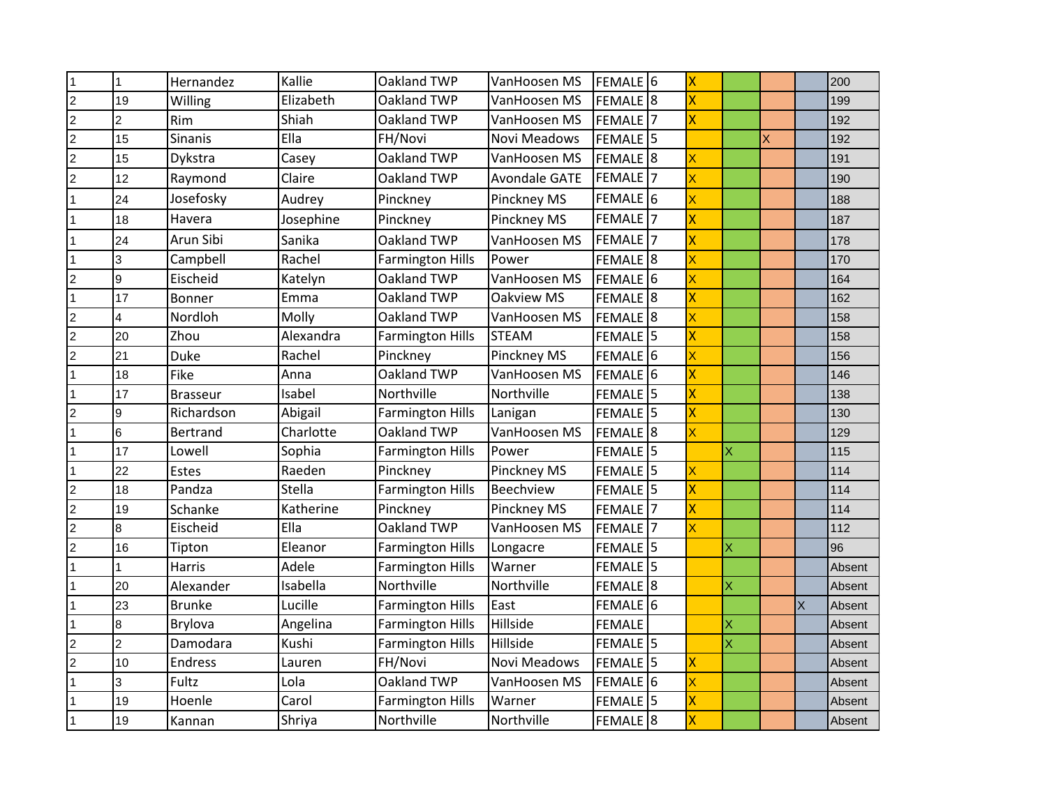| | | | | | | | | | | | | |
|---|---|---|---|---|---|---|---|---|---|---|---|---|
| 1 | 1 | Hernandez | Kallie | Oakland TWP | VanHoosen MS | FEMALE | 6 | X | | | | 200 |
| 2 | 19 | Willing | Elizabeth | Oakland TWP | VanHoosen MS | FEMALE | 8 | X | | | | 199 |
| 2 | 2 | Rim | Shiah | Oakland TWP | VanHoosen MS | FEMALE | 7 | X | | | | 192 |
| 2 | 15 | Sinanis | Ella | FH/Novi | Novi Meadows | FEMALE | 5 | | | X | | 192 |
| 2 | 15 | Dykstra | Casey | Oakland TWP | VanHoosen MS | FEMALE | 8 | X | | | | 191 |
| 2 | 12 | Raymond | Claire | Oakland TWP | Avondale GATE | FEMALE | 7 | X | | | | 190 |
| 1 | 24 | Josefosky | Audrey | Pinckney | Pinckney MS | FEMALE | 6 | X | | | | 188 |
| 1 | 18 | Havera | Josephine | Pinckney | Pinckney MS | FEMALE | 7 | X | | | | 187 |
| 1 | 24 | Arun Sibi | Sanika | Oakland TWP | VanHoosen MS | FEMALE | 7 | X | | | | 178 |
| 1 | 3 | Campbell | Rachel | Farmington Hills | Power | FEMALE | 8 | X | | | | 170 |
| 2 | 9 | Eischeid | Katelyn | Oakland TWP | VanHoosen MS | FEMALE | 6 | X | | | | 164 |
| 1 | 17 | Bonner | Emma | Oakland TWP | Oakview MS | FEMALE | 8 | X | | | | 162 |
| 2 | 4 | Nordloh | Molly | Oakland TWP | VanHoosen MS | FEMALE | 8 | X | | | | 158 |
| 2 | 20 | Zhou | Alexandra | Farmington Hills | STEAM | FEMALE | 5 | X | | | | 158 |
| 2 | 21 | Duke | Rachel | Pinckney | Pinckney MS | FEMALE | 6 | X | | | | 156 |
| 1 | 18 | Fike | Anna | Oakland TWP | VanHoosen MS | FEMALE | 6 | X | | | | 146 |
| 1 | 17 | Brasseur | Isabel | Northville | Northville | FEMALE | 5 | X | | | | 138 |
| 2 | 9 | Richardson | Abigail | Farmington Hills | Lanigan | FEMALE | 5 | X | | | | 130 |
| 1 | 6 | Bertrand | Charlotte | Oakland TWP | VanHoosen MS | FEMALE | 8 | X | | | | 129 |
| 1 | 17 | Lowell | Sophia | Farmington Hills | Power | FEMALE | 5 | | X | | | 115 |
| 1 | 22 | Estes | Raeden | Pinckney | Pinckney MS | FEMALE | 5 | X | | | | 114 |
| 2 | 18 | Pandza | Stella | Farmington Hills | Beechview | FEMALE | 5 | X | | | | 114 |
| 2 | 19 | Schanke | Katherine | Pinckney | Pinckney MS | FEMALE | 7 | X | | | | 114 |
| 2 | 8 | Eischeid | Ella | Oakland TWP | VanHoosen MS | FEMALE | 7 | X | | | | 112 |
| 2 | 16 | Tipton | Eleanor | Farmington Hills | Longacre | FEMALE | 5 | | X | | | 96 |
| 1 | 1 | Harris | Adele | Farmington Hills | Warner | FEMALE | 5 | | | | | Absent |
| 1 | 20 | Alexander | Isabella | Northville | Northville | FEMALE | 8 | | X | | | Absent |
| 1 | 23 | Brunke | Lucille | Farmington Hills | East | FEMALE | 6 | | | | X | Absent |
| 1 | 8 | Brylova | Angelina | Farmington Hills | Hillside | FEMALE | | | X | | | Absent |
| 2 | 2 | Damodara | Kushi | Farmington Hills | Hillside | FEMALE | 5 | | X | | | Absent |
| 2 | 10 | Endress | Lauren | FH/Novi | Novi Meadows | FEMALE | 5 | X | | | | Absent |
| 1 | 3 | Fultz | Lola | Oakland TWP | VanHoosen MS | FEMALE | 6 | X | | | | Absent |
| 1 | 19 | Hoenle | Carol | Farmington Hills | Warner | FEMALE | 5 | X | | | | Absent |
| 1 | 19 | Kannan | Shriya | Northville | Northville | FEMALE | 8 | X | | | | Absent |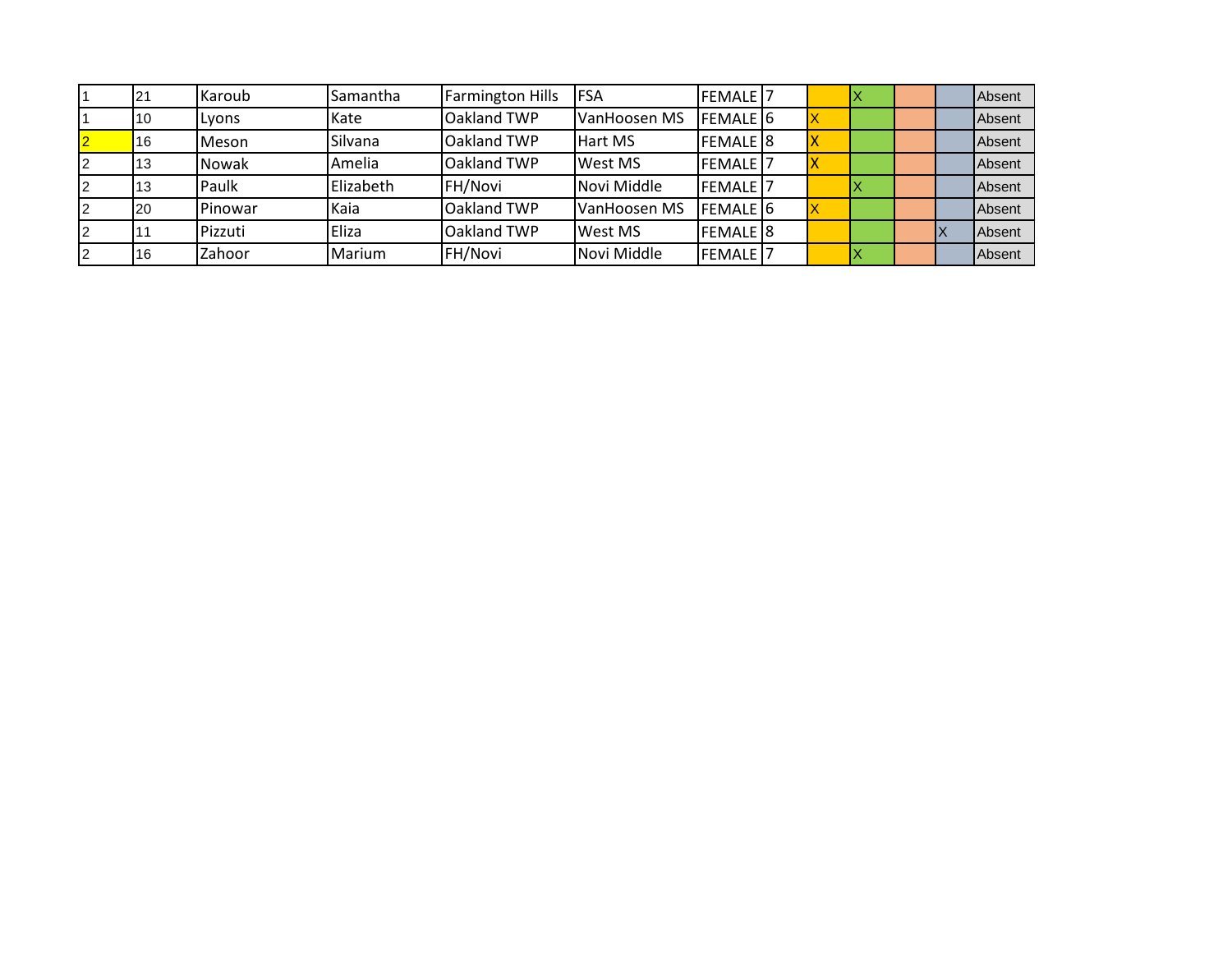| | | | | | | | | | | | | |
|---|---|---|---|---|---|---|---|---|---|---|---|---|
| 1 | 21 | Karoub | Samantha | Farmington Hills | FSA | FEMALE | 7 | | X | | | Absent |
| 1 | 10 | Lyons | Kate | Oakland TWP | VanHoosen MS | FEMALE | 6 | X | | | | Absent |
| 2 | 16 | Meson | Silvana | Oakland TWP | Hart MS | FEMALE | 8 | X | | | | Absent |
| 2 | 13 | Nowak | Amelia | Oakland TWP | West MS | FEMALE | 7 | X | | | | Absent |
| 2 | 13 | Paulk | Elizabeth | FH/Novi | Novi Middle | FEMALE | 7 | | X | | | Absent |
| 2 | 20 | Pinowar | Kaia | Oakland TWP | VanHoosen MS | FEMALE | 6 | X | | | | Absent |
| 2 | 11 | Pizzuti | Eliza | Oakland TWP | West MS | FEMALE | 8 | | | | X | Absent |
| 2 | 16 | Zahoor | Marium | FH/Novi | Novi Middle | FEMALE | 7 | | X | | | Absent |